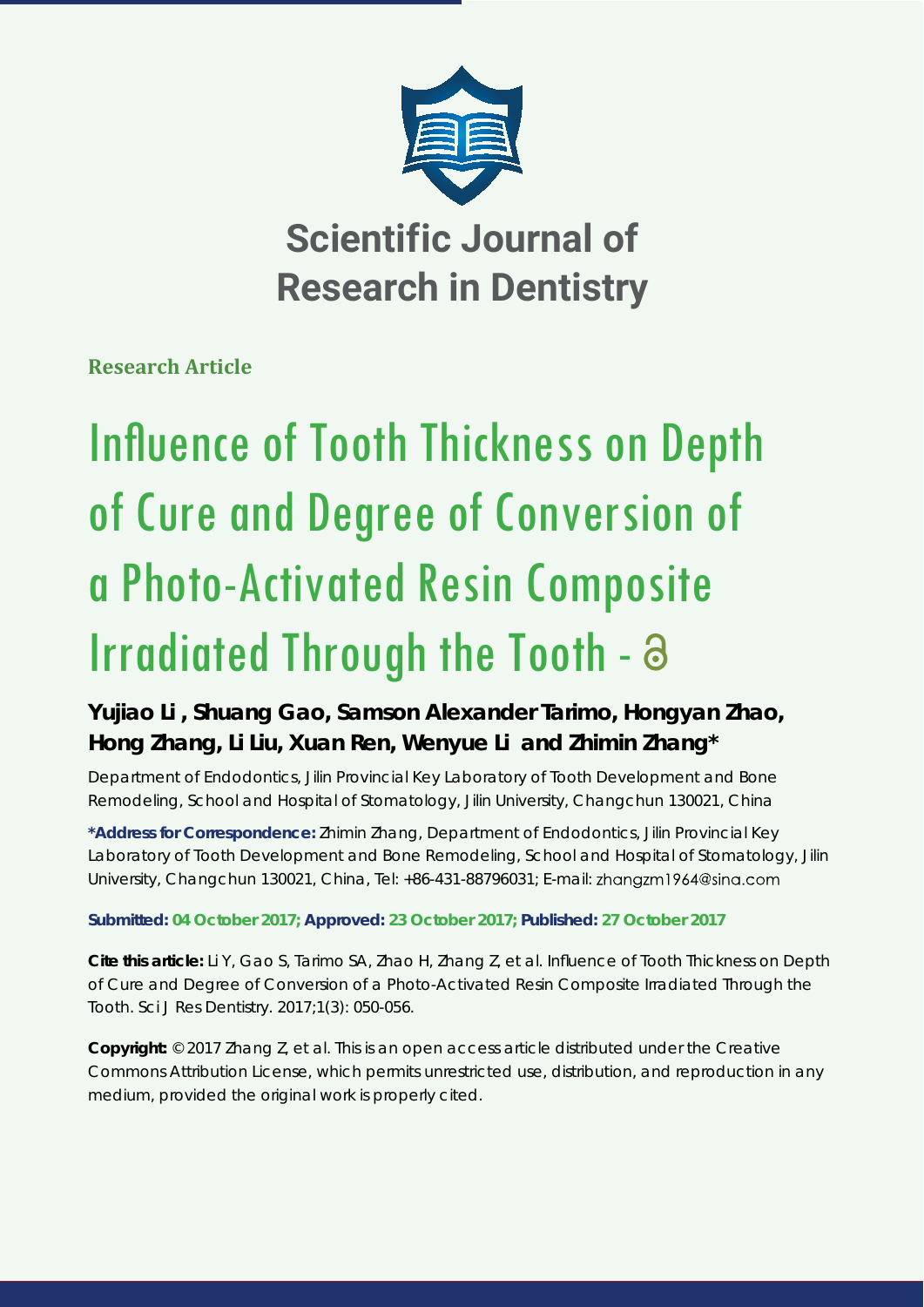# Scientific Journal of Research in Dentistry

**Research Article**

# Influence of Tooth Thickness on Depth of Cure and Degree of Conversion of a Photo-Activated Resin Composite Irradiated Through the Tooth -

**Yujiao Li , Shuang Gao, Samson Alexander Tarimo, Hongyan Zhao, Hong Zhang, Li Liu, Xuan Ren, Wenyue Li and Zhimin Zhang***

Department of Endodontics, Jilin Provincial Key Laboratory of Tooth Development and Bone Remodeling, School and Hospital of Stomatology, Jilin University, Changchun 130021, China

**\*Address for Correspondence:** Zhimin Zhang, Department of Endodontics, Jilin Provincial Key Laboratory of Tooth Development and Bone Remodeling, School and Hospital of Stomatology, Jilin University, Changchun 130021, China, Tel: +86-431-88796031; E-mail: zhangzm1964@sina.com

**Submitted: 04 October 2017; Approved: 23 October 2017; Published: 27 October 2017**

**Cite this article:** Li Y, Gao S, Tarimo SA, Zhao H, Zhang Z, et al. Influence of Tooth Thickness on Depth of Cure and Degree of Conversion of a Photo-Activated Resin Composite Irradiated Through the Tooth. Sci J Res Dentistry. 2017;1(3): 050-056.

**Copyright:** © 2017 Zhang Z, et al. This is an open access article distributed under the Creative Commons Attribution License, which permits unrestricted use, distribution, and reproduction in any medium, provided the original work is properly cited.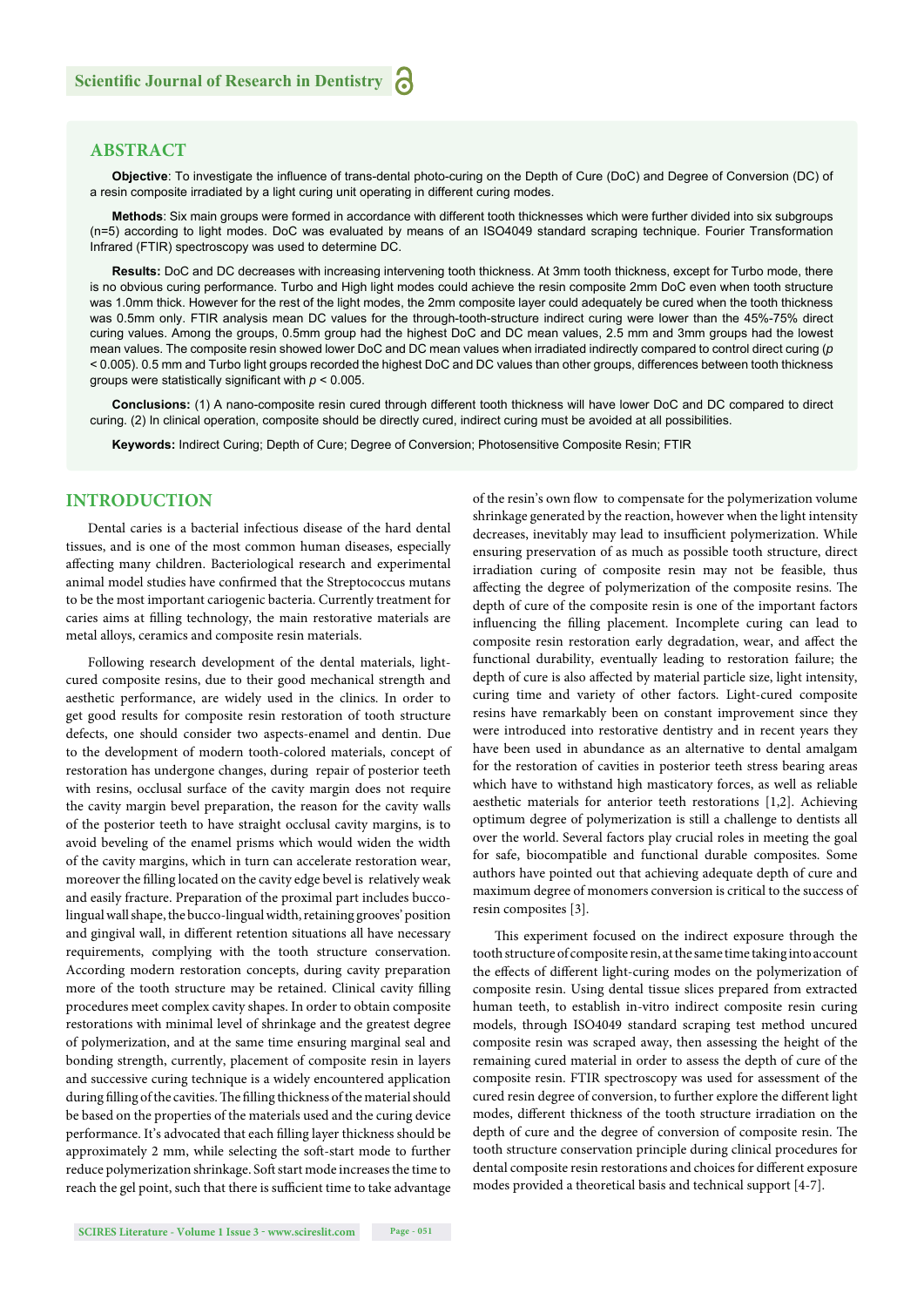## ABSTRACT

**Objective**: To investigate the influence of trans-dental photo-curing on the Depth of Cure (DoC) and Degree of Conversion (DC) of a resin composite irradiated by a light curing unit operating in different curing modes.

**Methods**: Six main groups were formed in accordance with different tooth thicknesses which were further divided into six subgroups (n=5) according to light modes. DoC was evaluated by means of an ISO4049 standard scraping technique. Fourier Transformation Infrared (FTIR) spectroscopy was used to determine DC.

**Results:** DoC and DC decreases with increasing intervening tooth thickness. At 3mm tooth thickness, except for Turbo mode, there is no obvious curing performance. Turbo and High light modes could achieve the resin composite 2mm DoC even when tooth structure was 1.0mm thick. However for the rest of the light modes, the 2mm composite layer could adequately be cured when the tooth thickness was 0.5mm only. FTIR analysis mean DC values for the through-tooth-structure indirect curing were lower than the 45%-75% direct curing values. Among the groups, 0.5mm group had the highest DoC and DC mean values, 2.5 mm and 3mm groups had the lowest mean values. The composite resin showed lower DoC and DC mean values when irradiated indirectly compared to control direct curing ($p < 0.005$). 0.5 mm and Turbo light groups recorded the highest DoC and DC values than other groups, differences between tooth thickness groups were statistically significant with $p < 0.005$.

**Conclusions:** (1) A nano-composite resin cured through different tooth thickness will have lower DoC and DC compared to direct curing. (2) In clinical operation, composite should be directly cured, indirect curing must be avoided at all possibilities.

**Keywords:** Indirect Curing; Depth of Cure; Degree of Conversion; Photosensitive Composite Resin; FTIR

## INTRODUCTION

Dental caries is a bacterial infectious disease of the hard dental tissues, and is one of the most common human diseases, especially affecting many children. Bacteriological research and experimental animal model studies have confirmed that the Streptococcus mutans to be the most important cariogenic bacteria. Currently treatment for caries aims at filling technology, the main restorative materials are metal alloys, ceramics and composite resin materials.

Following research development of the dental materials, light-cured composite resins, due to their good mechanical strength and aesthetic performance, are widely used in the clinics. In order to get good results for composite resin restoration of tooth structure defects, one should consider two aspects-enamel and dentin. Due to the development of modern tooth-colored materials, concept of restoration has undergone changes, during repair of posterior teeth with resins, occlusal surface of the cavity margin does not require the cavity margin bevel preparation, the reason for the cavity walls of the posterior teeth to have straight occlusal cavity margins, is to avoid beveling of the enamel prisms which would widen the width of the cavity margins, which in turn can accelerate restoration wear, moreover the filling located on the cavity edge bevel is relatively weak and easily fracture. Preparation of the proximal part includes bucco-lingual wall shape, the bucco-lingual width, retaining grooves' position and gingival wall, in different retention situations all have necessary requirements, complying with the tooth structure conservation. According modern restoration concepts, during cavity preparation more of the tooth structure may be retained. Clinical cavity filling procedures meet complex cavity shapes. In order to obtain composite restorations with minimal level of shrinkage and the greatest degree of polymerization, and at the same time ensuring marginal seal and bonding strength, currently, placement of composite resin in layers and successive curing technique is a widely encountered application during filling of the cavities. The filling thickness of the material should be based on the properties of the materials used and the curing device performance. It's advocated that each filling layer thickness should be approximately 2 mm, while selecting the soft-start mode to further reduce polymerization shrinkage. Soft start mode increases the time to reach the gel point, such that there is sufficient time to take advantage of the resin's own flow to compensate for the polymerization volume shrinkage generated by the reaction, however when the light intensity decreases, inevitably may lead to insufficient polymerization. While ensuring preservation of as much as possible tooth structure, direct irradiation curing of composite resin may not be feasible, thus affecting the degree of polymerization of the composite resins. The depth of cure of the composite resin is one of the important factors influencing the filling placement. Incomplete curing can lead to composite resin restoration early degradation, wear, and affect the functional durability, eventually leading to restoration failure; the depth of cure is also affected by material particle size, light intensity, curing time and variety of other factors. Light-cured composite resins have remarkably been on constant improvement since they were introduced into restorative dentistry and in recent years they have been used in abundance as an alternative to dental amalgam for the restoration of cavities in posterior teeth stress bearing areas which have to withstand high masticatory forces, as well as reliable aesthetic materials for anterior teeth restorations [1,2]. Achieving optimum degree of polymerization is still a challenge to dentists all over the world. Several factors play crucial roles in meeting the goal for safe, biocompatible and functional durable composites. Some authors have pointed out that achieving adequate depth of cure and maximum degree of monomers conversion is critical to the success of resin composites [3].

This experiment focused on the indirect exposure through the tooth structure of composite resin, at the same time taking into account the effects of different light-curing modes on the polymerization of composite resin. Using dental tissue slices prepared from extracted human teeth, to establish in-vitro indirect composite resin curing models, through ISO4049 standard scraping test method uncured composite resin was scraped away, then assessing the height of the remaining cured material in order to assess the depth of cure of the composite resin. FTIR spectroscopy was used for assessment of the cured resin degree of conversion, to further explore the different light modes, different thickness of the tooth structure irradiation on the depth of cure and the degree of conversion of composite resin. The tooth structure conservation principle during clinical procedures for dental composite resin restorations and choices for different exposure modes provided a theoretical basis and technical support [4-7].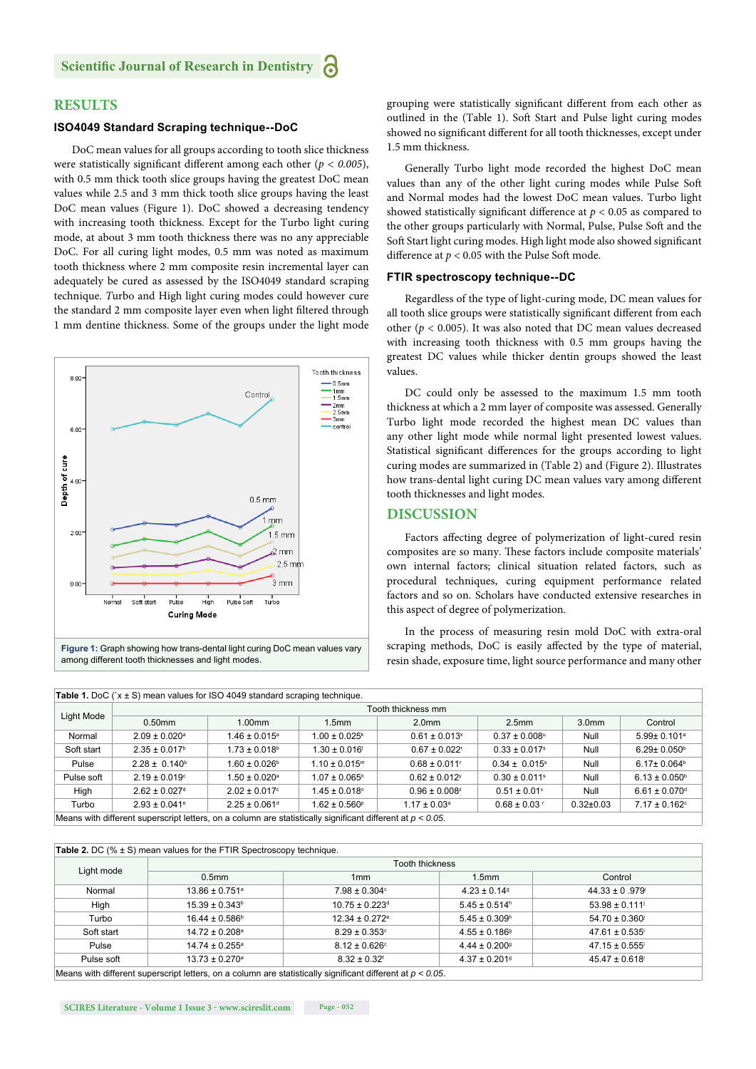## RESULTS

### ISO4049 Standard Scraping technique--DoC

DoC mean values for all groups according to tooth slice thickness were statistically significant different among each other ($p < 0.005$), with 0.5 mm thick tooth slice groups having the greatest DoC mean values while 2.5 and 3 mm thick tooth slice groups having the least DoC mean values (Figure 1). DoC showed a decreasing tendency with increasing tooth thickness. Except for the Turbo light curing mode, at about 3 mm tooth thickness there was no any appreciable DoC. For all curing light modes, 0.5 mm was noted as maximum tooth thickness where 2 mm composite resin incremental layer can adequately be cured as assessed by the ISO4049 standard scraping technique. Turbo and High light curing modes could however cure the standard 2 mm composite layer even when light filtered through 1 mm dentine thickness. Some of the groups under the light mode grouping were statistically significant different from each other as outlined in the (Table 1). Soft Start and Pulse light curing modes showed no significant different for all tooth thicknesses, except under 1.5 mm thickness.

**Figure 1:** Graph showing how trans-dental light curing DoC mean values vary among different tooth thicknesses and light modes.

Generally Turbo light mode recorded the highest DoC mean values than any of the other light curing modes while Pulse Soft and Normal modes had the lowest DoC mean values. Turbo light showed statistically significant difference at $p < 0.05$ as compared to the other groups particularly with Normal, Pulse, Pulse Soft and the Soft Start light curing modes. High light mode also showed significant difference at $p < 0.05$ with the Pulse Soft mode.

### FTIR spectroscopy technique--DC

Regardless of the type of light-curing mode, DC mean values for all tooth slice groups were statistically significant different from each other ($p < 0.005$). It was also noted that DC mean values decreased with increasing tooth thickness with 0.5 mm groups having the greatest DC values while thicker dentin groups showed the least values.

DC could only be assessed to the maximum 1.5 mm tooth thickness at which a 2 mm layer of composite was assessed. Generally Turbo light mode recorded the highest mean DC values than any other light mode while normal light presented lowest values. Statistical significant differences for the groups according to light curing modes are summarized in (Table 2) and (Figure 2). Illustrates how trans-dental light curing DC mean values vary among different tooth thicknesses and light modes.

## DISCUSSION

Factors affecting degree of polymerization of light-cured resin composites are so many. These factors include composite materials' own internal factors; clinical situation related factors, such as procedural techniques, curing equipment performance related factors and so on. Scholars have conducted extensive researches in this aspect of degree of polymerization.

In the process of measuring resin mold DoC with extra-oral scraping methods, DoC is easily affected by the type of material, resin shade, exposure time, light source performance and many other

**Table 1.** DoC (`x ± S) mean values for ISO 4049 standard scraping technique.

| Light Mode | Tooth thickness mm | | | | | | |
|---|---|---|---|---|---|---|---|
| | 0.50mm | 1.00mm | 1.5mm | 2.0mm | 2.5mm | 3.0mm | Control |
| Normal | 2.09 ± 0.020[a] | 1.46 ± 0.015[a] | 1.00 ± 0.025[k] | 0.61 ± 0.013[x] | 0.37 ± 0.008[u] | Null | 5.99± 0.101[a] |
| Soft start | 2.35 ± 0.017[b] | 1.73 ± 0.018[b] | 1.30 ± 0.016[l] | 0.67 ± 0.022[r] | 0.33 ± 0.017[s] | Null | 6.29± 0.050[b] |
| Pulse | 2.28 ± 0.140[b] | 1.60 ± 0.026[b] | 1.10 ± 0.015[m] | 0.68 ± 0.011[r] | 0.34 ± 0.015[s] | Null | 6.17± 0.064[b] |
| Pulse soft | 2.19 ± 0.019[c] | 1.50 ± 0.020[a] | 1.07 ± 0.065[n] | 0.62 ± 0.012[y] | 0.30 ± 0.011[s] | Null | 6.13 ± 0.050[b] |
| High | 2.62 ± 0.027[d] | 2.02 ± 0.017[c] | 1.45 ± 0.018[o] | 0.96 ± 0.008[z] | 0.51 ± 0.01[v] | Null | 6.61 ± 0.070[d] |
| Turbo | 2.93 ± 0.041[e] | 2.25 ± 0.061[d] | 1.62 ± 0.560[p] | 1.17 ± 0.03[a] | 0.68 ± 0.03[r] | 0.32±0.03 | 7.17 ± 0.162[c] |

Means with different superscript letters, on a column are statistically significant different at $p < 0.05$.

**Table 2.** DC (% ± S) mean values for the FTIR Spectroscopy technique.

| Light mode | Tooth thickness | | | |
|---|---|---|---|---|
| | 0.5mm | 1mm | 1.5mm | Control |
| Normal | 13.86 ± 0.751[a] | 7.98 ± 0.304[c] | 4.23 ± 0.14[g] | 44.33 ± 0 .979[i] |
| High | 15.39 ± 0.343[b] | 10.75 ± 0.223[d] | 5.45 ± 0.514[h] | 53.98 ± 0.111[j] |
| Turbo | 16.44 ± 0.586[b] | 12.34 ± 0.272[e] | 5.45 ± 0.309[h] | 54.70 ± 0.360[j] |
| Soft start | 14.72 ± 0.208[a] | 8.29 ± 0.353[c] | 4.55 ± 0.186[g] | 47.61 ± 0.535[i] |
| Pulse | 14.74 ± 0.255[a] | 8.12 ± 0.626[c] | 4.44 ± 0.200[g] | 47.15 ± 0.555[i] |
| Pulse soft | 13.73 ± 0.270[a] | 8.32 ± 0.32[f] | 4.37 ± 0.201[g] | 45.47 ± 0.618[i] |

Means with different superscript letters, on a column are statistically significant different at $p < 0.05$.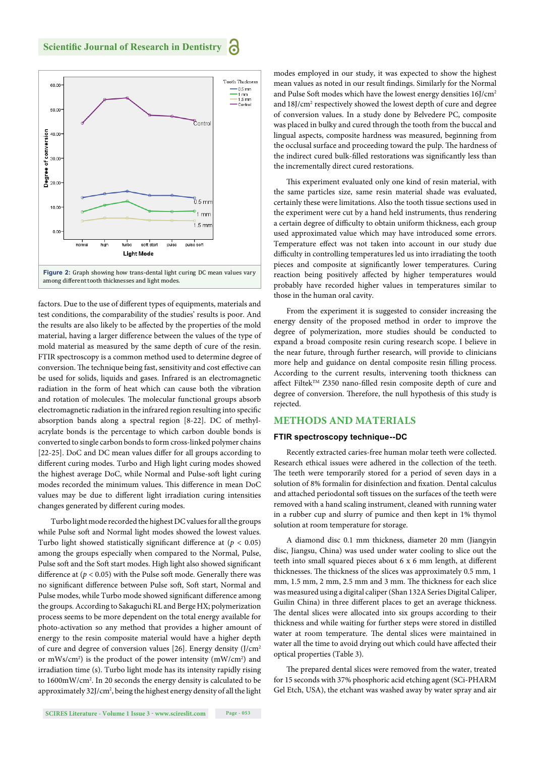**Figure 2:** Graph showing how trans-dental light curing DC mean values vary among different tooth thicknesses and light modes.

factors. Due to the use of different types of equipments, materials and test conditions, the comparability of the studies' results is poor. And the results are also likely to be affected by the properties of the mold material, having a larger difference between the values of the type of mold material as measured by the same depth of cure of the resin. FTIR spectroscopy is a common method used to determine degree of conversion. The technique being fast, sensitivity and cost effective can be used for solids, liquids and gases. Infrared is an electromagnetic radiation in the form of heat which can cause both the vibration and rotation of molecules. The molecular functional groups absorb electromagnetic radiation in the infrared region resulting into specific absorption bands along a spectral region [8-22]. DC of methyl-acrylate bonds is the percentage to which carbon double bonds is converted to single carbon bonds to form cross-linked polymer chains [22-25]. DoC and DC mean values differ for all groups according to different curing modes. Turbo and High light curing modes showed the highest average DoC, while Normal and Pulse-soft light curing modes recorded the minimum values. This difference in mean DoC values may be due to different light irradiation curing intensities changes generated by different curing modes.

Turbo light mode recorded the highest DC values for all the groups while Pulse soft and Normal light modes showed the lowest values. Turbo light showed statistically significant difference at ($p < 0.05$) among the groups especially when compared to the Normal, Pulse, Pulse soft and the Soft start modes. High light also showed significant difference at ($p < 0.05$) with the Pulse soft mode. Generally there was no significant difference between Pulse soft, Soft start, Normal and Pulse modes, while Turbo mode showed significant difference among the groups. According to Sakaguchi RL and Berge HX; polymerization process seems to be more dependent on the total energy available for photo-activation so any method that provides a higher amount of energy to the resin composite material would have a higher depth of cure and degree of conversion values [26]. Energy density (J/cm$^2$ or mWs/cm$^2$) is the product of the power intensity (mW/cm$^2$) and irradiation time (s). Turbo light mode has its intensity rapidly rising to 1600mW/cm$^2$. In 20 seconds the energy density is calculated to be approximately 32J/cm$^2$, being the highest energy density of all the light modes employed in our study, it was expected to show the highest mean values as noted in our result findings. Similarly for the Normal and Pulse Soft modes which have the lowest energy densities 16J/cm$^2$ and 18J/cm$^2$ respectively showed the lowest depth of cure and degree of conversion values. In a study done by Belvedere PC, composite was placed in bulky and cured through the tooth from the buccal and lingual aspects, composite hardness was measured, beginning from the occlusal surface and proceeding toward the pulp. The hardness of the indirect cured bulk-filled restorations was significantly less than the incrementally direct cured restorations.

This experiment evaluated only one kind of resin material, with the same particles size, same resin material shade was evaluated, certainly these were limitations. Also the tooth tissue sections used in the experiment were cut by a hand held instruments, thus rendering a certain degree of difficulty to obtain uniform thickness, each group used approximated value which may have introduced some errors. Temperature effect was not taken into account in our study due difficulty in controlling temperatures led us into irradiating the tooth pieces and composite at significantly lower temperatures. Curing reaction being positively affected by higher temperatures would probably have recorded higher values in temperatures similar to those in the human oral cavity.

From the experiment it is suggested to consider increasing the energy density of the proposed method in order to improve the degree of polymerization, more studies should be conducted to expand a broad composite resin curing research scope. I believe in the near future, through further research, will provide to clinicians more help and guidance on dental composite resin filling process. According to the current results, intervening tooth thickness can affect Filtek™ Z350 nano-filled resin composite depth of cure and degree of conversion. Therefore, the null hypothesis of this study is rejected.

## METHODS AND MATERIALS

### FTIR spectroscopy technique--DC

Recently extracted caries-free human molar teeth were collected. Research ethical issues were adhered in the collection of the teeth. The teeth were temporarily stored for a period of seven days in a solution of 8% formalin for disinfection and fixation. Dental calculus and attached periodontal soft tissues on the surfaces of the teeth were removed with a hand scaling instrument, cleaned with running water in a rubber cup and slurry of pumice and then kept in 1% thymol solution at room temperature for storage.

A diamond disc 0.1 mm thickness, diameter 20 mm (Jiangyin disc, Jiangsu, China) was used under water cooling to slice out the teeth into small squared pieces about 6 x 6 mm length, at different thicknesses. The thickness of the slices was approximately 0.5 mm, 1 mm, 1.5 mm, 2 mm, 2.5 mm and 3 mm. The thickness for each slice was measured using a digital caliper (Shan 132A Series Digital Caliper, Guilin China) in three different places to get an average thickness. The dental slices were allocated into six groups according to their thickness and while waiting for further steps were stored in distilled water at room temperature. The dental slices were maintained in water all the time to avoid drying out which could have affected their optical properties (Table 3).

The prepared dental slices were removed from the water, treated for 15 seconds with 37% phosphoric acid etching agent (SCi-PHARM Gel Etch, USA), the etchant was washed away by water spray and air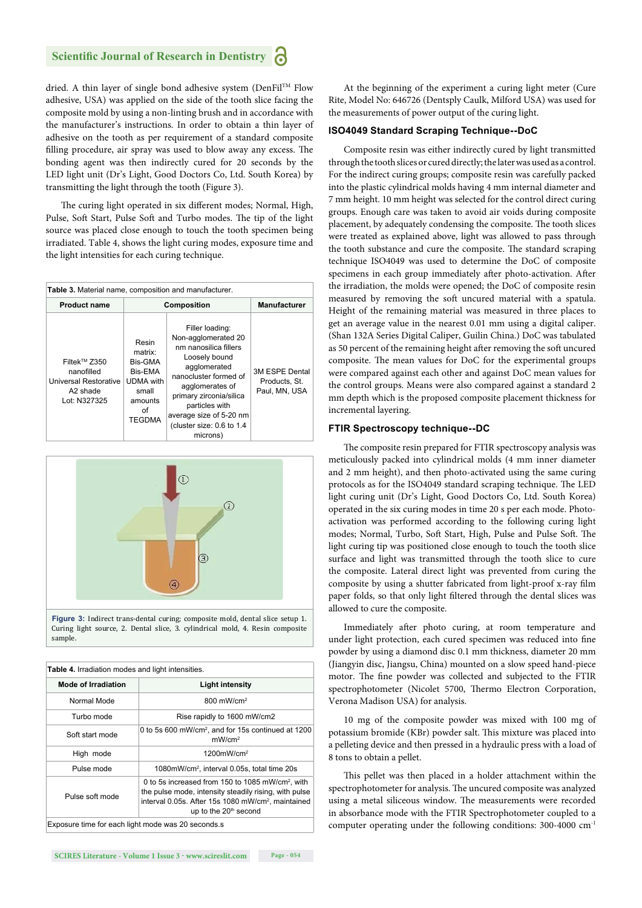dried. A thin layer of single bond adhesive system (DenFil™ Flow adhesive, USA) was applied on the side of the tooth slice facing the composite mold by using a non-linting brush and in accordance with the manufacturer's instructions. In order to obtain a thin layer of adhesive on the tooth as per requirement of a standard composite filling procedure, air spray was used to blow away any excess. The bonding agent was then indirectly cured for 20 seconds by the LED light unit (Dr's Light, Good Doctors Co, Ltd. South Korea) by transmitting the light through the tooth (Figure 3).

The curing light operated in six different modes; Normal, High, Pulse, Soft Start, Pulse Soft and Turbo modes. The tip of the light source was placed close enough to touch the tooth specimen being irradiated. Table 4, shows the light curing modes, exposure time and the light intensities for each curing technique.

**Table 3.** Material name, composition and manufacturer.

| Product name | Composition | | Manufacturer |
|---|---|---|---|
| Filtek™ Z350 nanofilled Universal Restorative A2 shade Lot: N327325 | Resin matrix: Bis-GMA Bis-EMA UDMA with small amounts of TEGDMA | Filler loading: Non-agglomerated 20 nm nanosilica fillers Loosely bound agglomerated nanocluster formed of agglomerates of primary zirconia/silica particles with average size of 5-20 nm (cluster size: 0.6 to 1.4 microns) | 3M ESPE Dental Products, St. Paul, MN, USA |

**Figure 3:** Indirect trans-dental curing; composite mold, dental slice setup 1. Curing light source, 2. Dental slice, 3. cylindrical mold, 4. Resin composite sample.

**Table 4.** Irradiation modes and light intensities.

| Mode of Irradiation | Light intensity |
|---|---|
| Normal Mode | 800 mW/cm² |
| Turbo mode | Rise rapidly to 1600 mW/cm2 |
| Soft start mode | 0 to 5s 600 mW/cm², and for 15s continued at 1200 mW/cm² |
| High mode | 1200mW/cm² |
| Pulse mode | 1080mW/cm², interval 0.05s, total time 20s |
| Pulse soft mode | 0 to 5s increased from 150 to 1085 mW/cm², with the pulse mode, intensity steadily rising, with pulse interval 0.05s. After 15s 1080 mW/cm², maintained up to the 20th second |
| Exposure time for each light mode was 20 seconds.s | |

At the beginning of the experiment a curing light meter (Cure Rite, Model No: 646726 (Dentsply Caulk, Milford USA) was used for the measurements of power output of the curing light.

### ISO4049 Standard Scraping Technique--DoC

Composite resin was either indirectly cured by light transmitted through the tooth slices or cured directly; the later was used as a control. For the indirect curing groups; composite resin was carefully packed into the plastic cylindrical molds having 4 mm internal diameter and 7 mm height. 10 mm height was selected for the control direct curing groups. Enough care was taken to avoid air voids during composite placement, by adequately condensing the composite. The tooth slices were treated as explained above, light was allowed to pass through the tooth substance and cure the composite. The standard scraping technique ISO4049 was used to determine the DoC of composite specimens in each group immediately after photo-activation. After the irradiation, the molds were opened; the DoC of composite resin measured by removing the soft uncured material with a spatula. Height of the remaining material was measured in three places to get an average value in the nearest 0.01 mm using a digital caliper. (Shan 132A Series Digital Caliper, Guilin China.) DoC was tabulated as 50 percent of the remaining height after removing the soft uncured composite. The mean values for DoC for the experimental groups were compared against each other and against DoC mean values for the control groups. Means were also compared against a standard 2 mm depth which is the proposed composite placement thickness for incremental layering.

### FTIR Spectroscopy technique--DC

The composite resin prepared for FTIR spectroscopy analysis was meticulously packed into cylindrical molds (4 mm inner diameter and 2 mm height), and then photo-activated using the same curing protocols as for the ISO4049 standard scraping technique. The LED light curing unit (Dr's Light, Good Doctors Co, Ltd. South Korea) operated in the six curing modes in time 20 s per each mode. Photo-activation was performed according to the following curing light modes; Normal, Turbo, Soft Start, High, Pulse and Pulse Soft. The light curing tip was positioned close enough to touch the tooth slice surface and light was transmitted through the tooth slice to cure the composite. Lateral direct light was prevented from curing the composite by using a shutter fabricated from light-proof x-ray film paper folds, so that only light filtered through the dental slices was allowed to cure the composite.

Immediately after photo curing, at room temperature and under light protection, each cured specimen was reduced into fine powder by using a diamond disc 0.1 mm thickness, diameter 20 mm (Jiangyin disc, Jiangsu, China) mounted on a slow speed hand-piece motor. The fine powder was collected and subjected to the FTIR spectrophotometer (Nicolet 5700, Thermo Electron Corporation, Verona Madison USA) for analysis.

10 mg of the composite powder was mixed with 100 mg of potassium bromide (KBr) powder salt. This mixture was placed into a pelleting device and then pressed in a hydraulic press with a load of 8 tons to obtain a pellet.

This pellet was then placed in a holder attachment within the spectrophotometer for analysis. The uncured composite was analyzed using a metal siliceous window. The measurements were recorded in absorbance mode with the FTIR Spectrophotometer coupled to a computer operating under the following conditions: 300-4000 cm$^{-1}$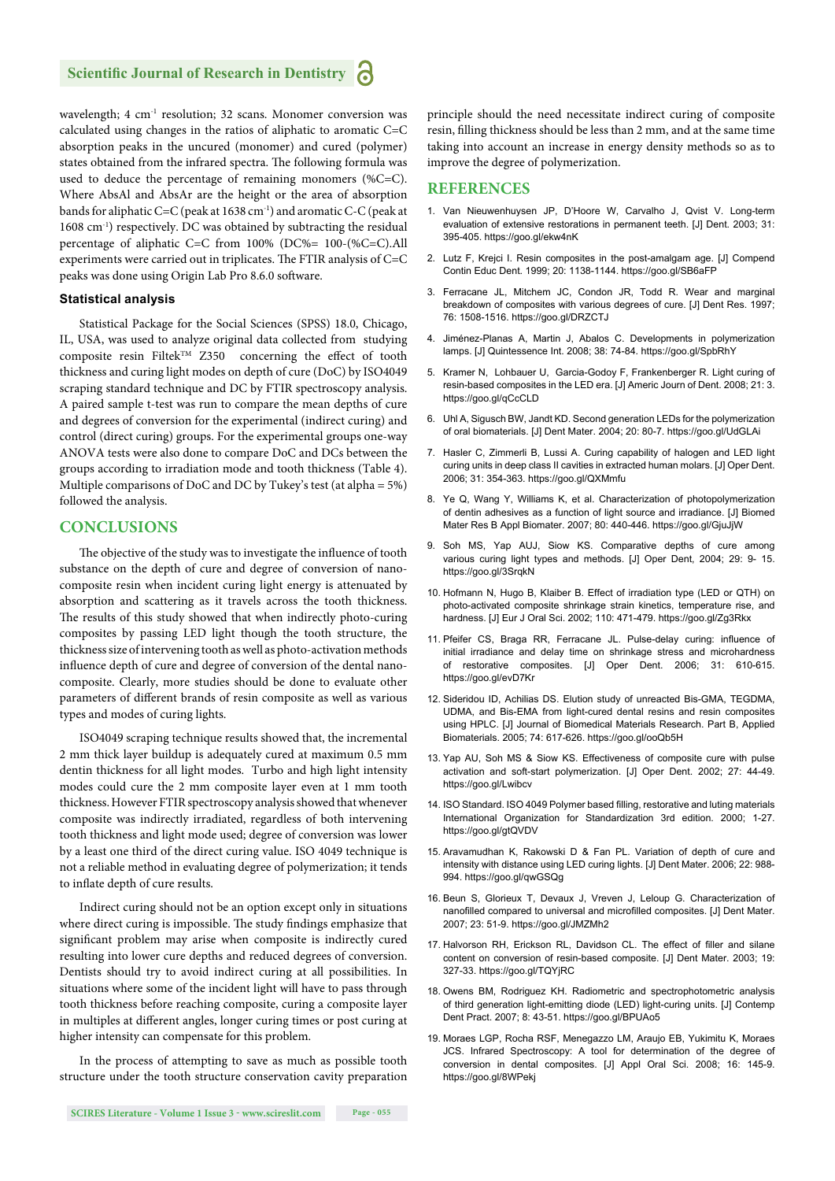wavelength; 4 $cm^{-1}$ resolution; 32 scans. Monomer conversion was calculated using changes in the ratios of aliphatic to aromatic C=C absorption peaks in the uncured (monomer) and cured (polymer) states obtained from the infrared spectra. The following formula was used to deduce the percentage of remaining monomers (%C=C). Where AbsAl and AbsAr are the height or the area of absorption bands for aliphatic C=C (peak at 1638 $cm^{-1}$) and aromatic C-C (peak at 1608 $cm^{-1}$) respectively. DC was obtained by subtracting the residual percentage of aliphatic C=C from 100% (DC%= 100-(%C=C).All experiments were carried out in triplicates. The FTIR analysis of C=C peaks was done using Origin Lab Pro 8.6.0 software.

### Statistical analysis

Statistical Package for the Social Sciences (SPSS) 18.0, Chicago, IL, USA, was used to analyze original data collected from studying composite resin Filtek™ Z350 concerning the effect of tooth thickness and curing light modes on depth of cure (DoC) by ISO4049 scraping standard technique and DC by FTIR spectroscopy analysis. A paired sample t-test was run to compare the mean depths of cure and degrees of conversion for the experimental (indirect curing) and control (direct curing) groups. For the experimental groups one-way ANOVA tests were also done to compare DoC and DCs between the groups according to irradiation mode and tooth thickness (Table 4). Multiple comparisons of DoC and DC by Tukey's test (at alpha = 5%) followed the analysis.

## CONCLUSIONS

The objective of the study was to investigate the influence of tooth substance on the depth of cure and degree of conversion of nano-composite resin when incident curing light energy is attenuated by absorption and scattering as it travels across the tooth thickness. The results of this study showed that when indirectly photo-curing composites by passing LED light though the tooth structure, the thickness size of intervening tooth as well as photo-activation methods influence depth of cure and degree of conversion of the dental nano-composite. Clearly, more studies should be done to evaluate other parameters of different brands of resin composite as well as various types and modes of curing lights.

ISO4049 scraping technique results showed that, the incremental 2 mm thick layer buildup is adequately cured at maximum 0.5 mm dentin thickness for all light modes. Turbo and high light intensity modes could cure the 2 mm composite layer even at 1 mm tooth thickness. However FTIR spectroscopy analysis showed that whenever composite was indirectly irradiated, regardless of both intervening tooth thickness and light mode used; degree of conversion was lower by a least one third of the direct curing value. ISO 4049 technique is not a reliable method in evaluating degree of polymerization; it tends to inflate depth of cure results.

Indirect curing should not be an option except only in situations where direct curing is impossible. The study findings emphasize that significant problem may arise when composite is indirectly cured resulting into lower cure depths and reduced degrees of conversion. Dentists should try to avoid indirect curing at all possibilities. In situations where some of the incident light will have to pass through tooth thickness before reaching composite, curing a composite layer in multiples at different angles, longer curing times or post curing at higher intensity can compensate for this problem.

In the process of attempting to save as much as possible tooth structure under the tooth structure conservation cavity preparation principle should the need necessitate indirect curing of composite resin, filling thickness should be less than 2 mm, and at the same time taking into account an increase in energy density methods so as to improve the degree of polymerization.

## REFERENCES

1. Van Nieuwenhuysen JP, D'Hoore W, Carvalho J, Qvist V. Long-term evaluation of extensive restorations in permanent teeth. [J] Dent. 2003; 31: 395-405. https://goo.gl/ekw4nK
2. Lutz F, Krejci I. Resin composites in the post-amalgam age. [J] Compend Contin Educ Dent. 1999; 20: 1138-1144. https://goo.gl/SB6aFP
3. Ferracane JL, Mitchem JC, Condon JR, Todd R. Wear and marginal breakdown of composites with various degrees of cure. [J] Dent Res. 1997; 76: 1508-1516. https://goo.gl/DRZCTJ
4. Jiménez-Planas A, Martin J, Abalos C. Developments in polymerization lamps. [J] Quintessence Int. 2008; 38: 74-84. https://goo.gl/SpbRhY
5. Kramer N, Lohbauer U, Garcia-Godoy F, Frankenberger R. Light curing of resin-based composites in the LED era. [J] Americ Journ of Dent. 2008; 21: 3. https://goo.gl/qCcCLD
6. Uhl A, Sigusch BW, Jandt KD. Second generation LEDs for the polymerization of oral biomaterials. [J] Dent Mater. 2004; 20: 80-7. https://goo.gl/UdGLAi
7. Hasler C, Zimmerli B, Lussi A. Curing capability of halogen and LED light curing units in deep class II cavities in extracted human molars. [J] Oper Dent. 2006; 31: 354-363. https://goo.gl/QXMmfu
8. Ye Q, Wang Y, Williams K, et al. Characterization of photopolymerization of dentin adhesives as a function of light source and irradiance. [J] Biomed Mater Res B Appl Biomater. 2007; 80: 440-446. https://goo.gl/GjuJjW
9. Soh MS, Yap AUJ, Siow KS. Comparative depths of cure among various curing light types and methods. [J] Oper Dent, 2004; 29: 9- 15. https://goo.gl/3SrqkN
10. Hofmann N, Hugo B, Klaiber B. Effect of irradiation type (LED or QTH) on photo-activated composite shrinkage strain kinetics, temperature rise, and hardness. [J] Eur J Oral Sci. 2002; 110: 471-479. https://goo.gl/Zg3Rkx
11. Pfeifer CS, Braga RR, Ferracane JL. Pulse-delay curing: influence of initial irradiance and delay time on shrinkage stress and microhardness of restorative composites. [J] Oper Dent. 2006; 31: 610-615. https://goo.gl/evD7Kr
12. Sideridou ID, Achilias DS. Elution study of unreacted Bis-GMA, TEGDMA, UDMA, and Bis-EMA from light-cured dental resins and resin composites using HPLC. [J] Journal of Biomedical Materials Research. Part B, Applied Biomaterials. 2005; 74: 617-626. https://goo.gl/ooQb5H
13. Yap AU, Soh MS & Siow KS. Effectiveness of composite cure with pulse activation and soft-start polymerization. [J] Oper Dent. 2002; 27: 44-49. https://goo.gl/Lwibcv
14. ISO Standard. ISO 4049 Polymer based filling, restorative and luting materials International Organization for Standardization 3rd edition. 2000; 1-27. https://goo.gl/gtQVDV
15. Aravamudhan K, Rakowski D & Fan PL. Variation of depth of cure and intensity with distance using LED curing lights. [J] Dent Mater. 2006; 22: 988-994. https://goo.gl/qwGSQg
16. Beun S, Glorieux T, Devaux J, Vreven J, Leloup G. Characterization of nanofilled compared to universal and microfilled composites. [J] Dent Mater. 2007; 23: 51-9. https://goo.gl/JMZMh2
17. Halvorson RH, Erickson RL, Davidson CL. The effect of filler and silane content on conversion of resin-based composite. [J] Dent Mater. 2003; 19: 327-33. https://goo.gl/TQYjRC
18. Owens BM, Rodriguez KH. Radiometric and spectrophotometric analysis of third generation light-emitting diode (LED) light-curing units. [J] Contemp Dent Pract. 2007; 8: 43-51. https://goo.gl/BPUAo5
19. Moraes LGP, Rocha RSF, Menegazzo LM, Araujo EB, Yukimitu K, Moraes JCS. Infrared Spectroscopy: A tool for determination of the degree of conversion in dental composites. [J] Appl Oral Sci. 2008; 16: 145-9. https://goo.gl/8WPekj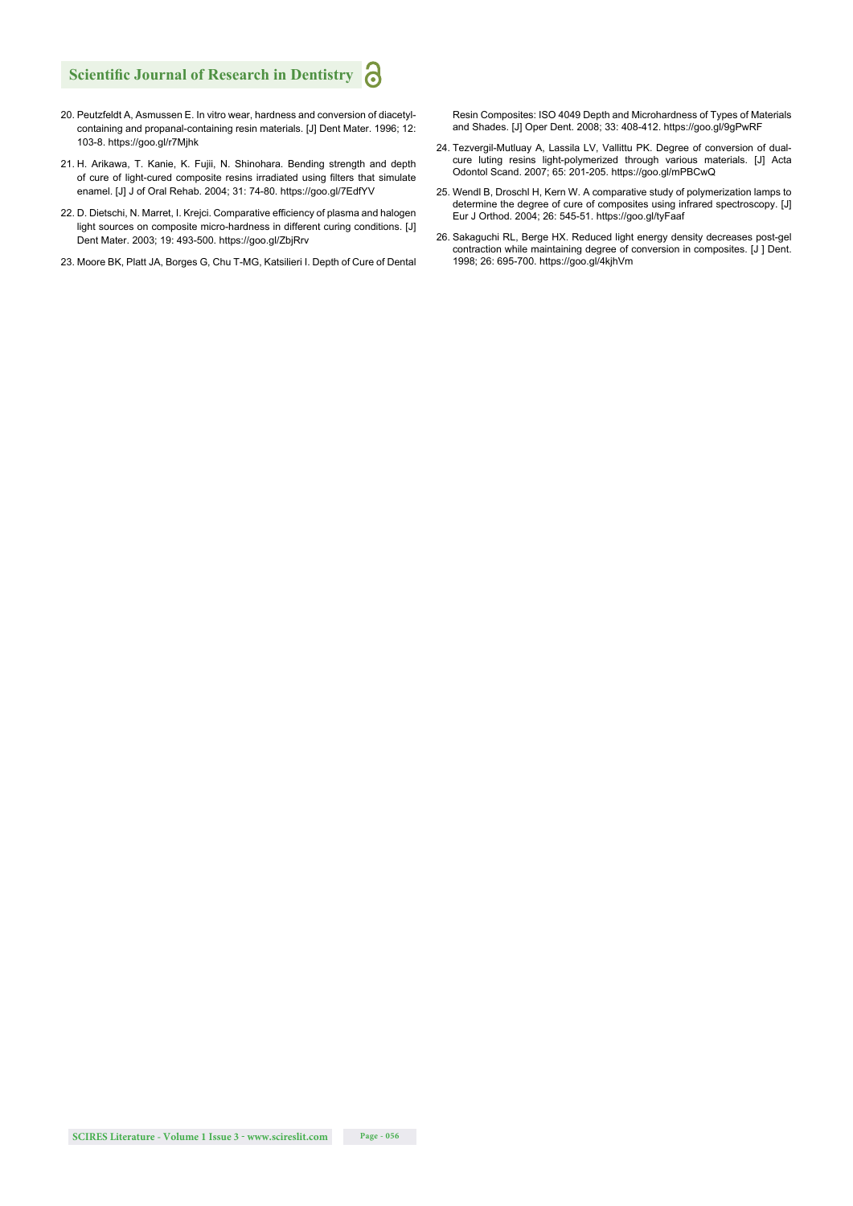20. Peutzfeldt A, Asmussen E. In vitro wear, hardness and conversion of diacetyl-containing and propanal-containing resin materials. [J] Dent Mater. 1996; 12: 103-8. https://goo.gl/r7Mjhk

21. H. Arikawa, T. Kanie, K. Fujii, N. Shinohara. Bending strength and depth of cure of light-cured composite resins irradiated using filters that simulate enamel. [J] J of Oral Rehab. 2004; 31: 74-80. https://goo.gl/7EdfYV

22. D. Dietschi, N. Marret, I. Krejci. Comparative efficiency of plasma and halogen light sources on composite micro-hardness in different curing conditions. [J] Dent Mater. 2003; 19: 493-500. https://goo.gl/ZbjRrv

23. Moore BK, Platt JA, Borges G, Chu T-MG, Katsilieri I. Depth of Cure of Dental Resin Composites: ISO 4049 Depth and Microhardness of Types of Materials and Shades. [J] Oper Dent. 2008; 33: 408-412. https://goo.gl/9gPwRF

24. Tezvergil-Mutluay A, Lassila LV, Vallittu PK. Degree of conversion of dual-cure luting resins light-polymerized through various materials. [J] Acta Odontol Scand. 2007; 65: 201-205. https://goo.gl/mPBCwQ

25. Wendl B, Droschl H, Kern W. A comparative study of polymerization lamps to determine the degree of cure of composites using infrared spectroscopy. [J] Eur J Orthod. 2004; 26: 545-51. https://goo.gl/tyFaaf

26. Sakaguchi RL, Berge HX. Reduced light energy density decreases post-gel contraction while maintaining degree of conversion in composites. [J ] Dent. 1998; 26: 695-700. https://goo.gl/4kjhVm